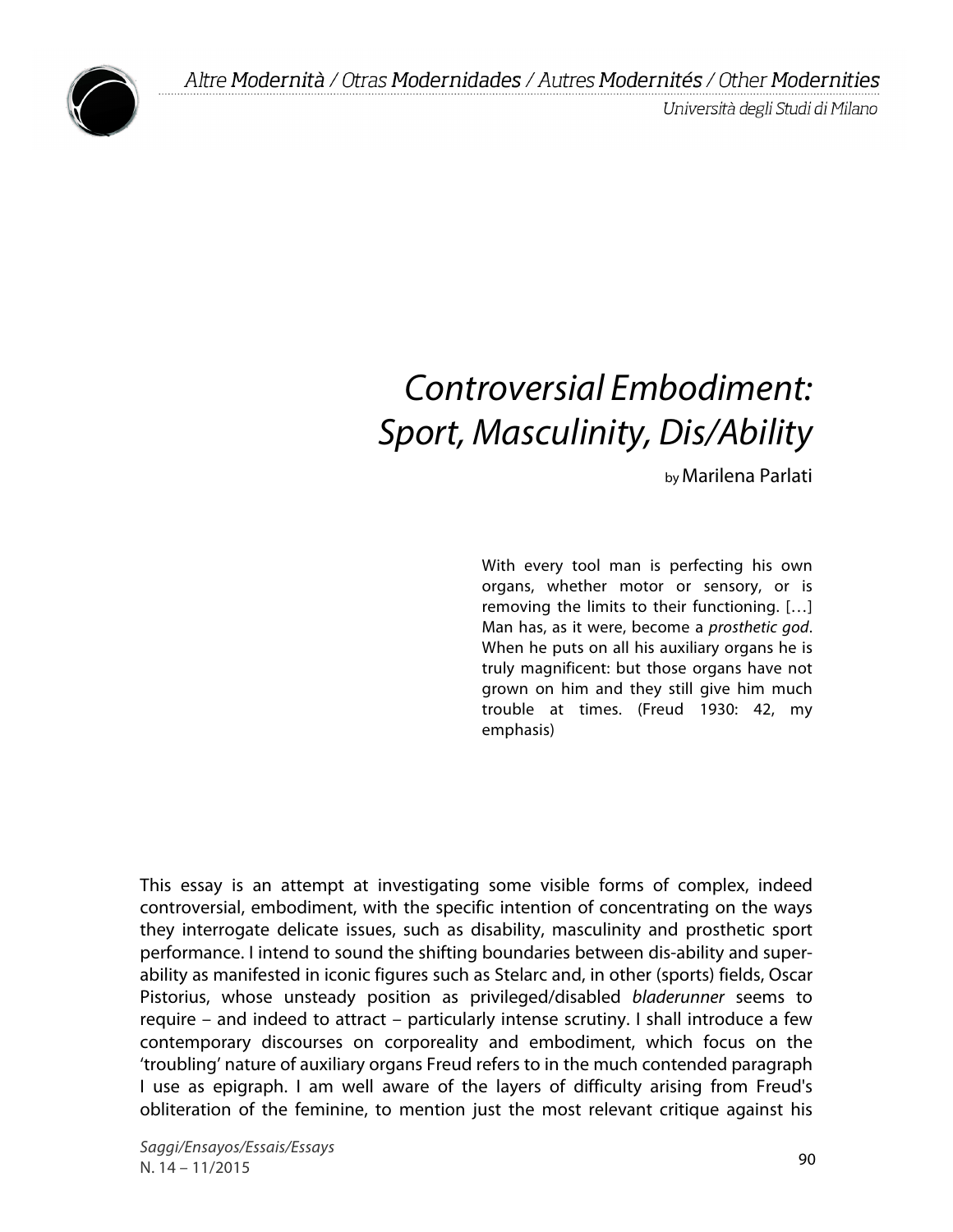# *Controversial Embodiment: Sport, Masculinity, Dis/Ability*

by Marilena Parlati

> With every tool man is perfecting his own organs, whether motor or sensory, or is removing the limits to their functioning. […] Man has, as it were, become a *prosthetic god*. When he puts on all his auxiliary organs he is truly magnificent: but those organs have not grown on him and they still give him much trouble at times. (Freud 1930: 42, my emphasis)

This essay is an attempt at investigating some visible forms of complex, indeed controversial, embodiment, with the specific intention of concentrating on the ways they interrogate delicate issues, such as disability, masculinity and prosthetic sport performance. I intend to sound the shifting boundaries between dis-ability and super-ability as manifested in iconic figures such as Stelarc and, in other (sports) fields, Oscar Pistorius, whose unsteady position as privileged/disabled *bladerunner* seems to require – and indeed to attract – particularly intense scrutiny. I shall introduce a few contemporary discourses on corporeality and embodiment, which focus on the 'troubling' nature of auxiliary organs Freud refers to in the much contended paragraph I use as epigraph. I am well aware of the layers of difficulty arising from Freud's obliteration of the feminine, to mention just the most relevant critique against his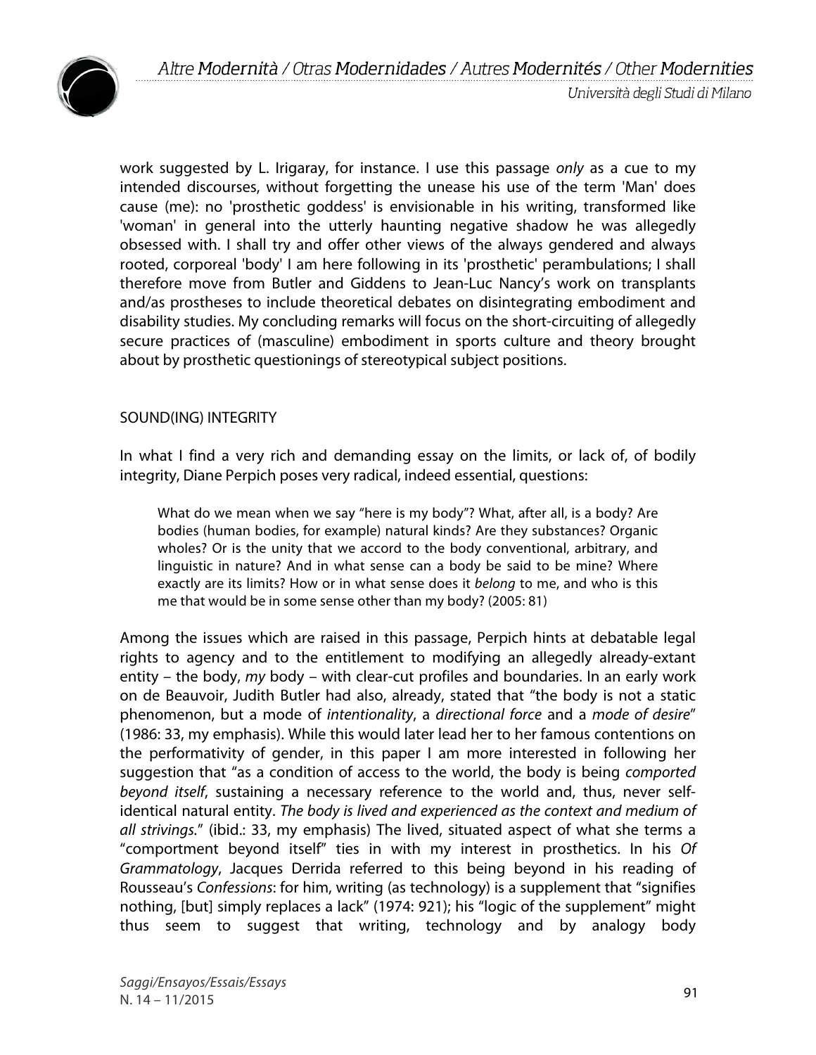work suggested by L. Irigaray, for instance. I use this passage *only* as a cue to my intended discourses, without forgetting the unease his use of the term 'Man' does cause (me): no 'prosthetic goddess' is envisionable in his writing, transformed like 'woman' in general into the utterly haunting negative shadow he was allegedly obsessed with. I shall try and offer other views of the always gendered and always rooted, corporeal 'body' I am here following in its 'prosthetic' perambulations; I shall therefore move from Butler and Giddens to Jean-Luc Nancy's work on transplants and/as prostheses to include theoretical debates on disintegrating embodiment and disability studies. My concluding remarks will focus on the short-circuiting of allegedly secure practices of (masculine) embodiment in sports culture and theory brought about by prosthetic questionings of stereotypical subject positions.

## SOUND(ING) INTEGRITY

In what I find a very rich and demanding essay on the limits, or lack of, of bodily integrity, Diane Perpich poses very radical, indeed essential, questions:

> What do we mean when we say "here is my body"? What, after all, is a body? Are bodies (human bodies, for example) natural kinds? Are they substances? Organic wholes? Or is the unity that we accord to the body conventional, arbitrary, and linguistic in nature? And in what sense can a body be said to be mine? Where exactly are its limits? How or in what sense does it *belong* to me, and who is this me that would be in some sense other than my body? (2005: 81)

Among the issues which are raised in this passage, Perpich hints at debatable legal rights to agency and to the entitlement to modifying an allegedly already-extant entity – the body, *my* body – with clear-cut profiles and boundaries. In an early work on de Beauvoir, Judith Butler had also, already, stated that "the body is not a static phenomenon, but a mode of *intentionality*, a *directional force* and a *mode of desire*" (1986: 33, my emphasis). While this would later lead her to her famous contentions on the performativity of gender, in this paper I am more interested in following her suggestion that "as a condition of access to the world, the body is being *comported beyond itself*, sustaining a necessary reference to the world and, thus, never self-identical natural entity. *The body is lived and experienced as the context and medium of all strivings.*" (ibid.: 33, my emphasis) The lived, situated aspect of what she terms a "comportment beyond itself" ties in with my interest in prosthetics. In his *Of Grammatology*, Jacques Derrida referred to this being beyond in his reading of Rousseau's *Confessions*: for him, writing (as technology) is a supplement that "signifies nothing, [but] simply replaces a lack" (1974: 921); his "logic of the supplement" might thus seem to suggest that writing, technology and by analogy body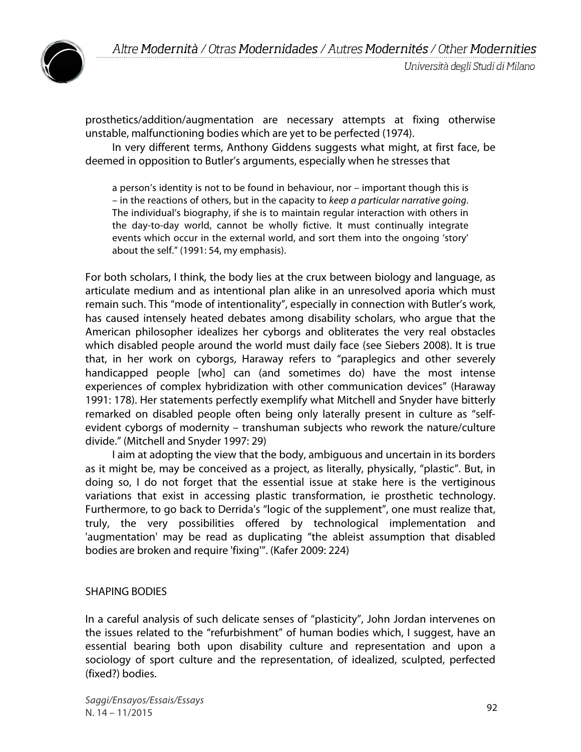prosthetics/addition/augmentation are necessary attempts at fixing otherwise unstable, malfunctioning bodies which are yet to be perfected (1974).

In very different terms, Anthony Giddens suggests what might, at first face, be deemed in opposition to Butler's arguments, especially when he stresses that

> a person's identity is not to be found in behaviour, nor – important though this is – in the reactions of others, but in the capacity to *keep a particular narrative going*. The individual's biography, if she is to maintain regular interaction with others in the day-to-day world, cannot be wholly fictive. It must continually integrate events which occur in the external world, and sort them into the ongoing 'story' about the self." (1991: 54, my emphasis).

For both scholars, I think, the body lies at the crux between biology and language, as articulate medium and as intentional plan alike in an unresolved aporia which must remain such. This "mode of intentionality", especially in connection with Butler's work, has caused intensely heated debates among disability scholars, who argue that the American philosopher idealizes her cyborgs and obliterates the very real obstacles which disabled people around the world must daily face (see Siebers 2008). It is true that, in her work on cyborgs, Haraway refers to "paraplegics and other severely handicapped people [who] can (and sometimes do) have the most intense experiences of complex hybridization with other communication devices" (Haraway 1991: 178). Her statements perfectly exemplify what Mitchell and Snyder have bitterly remarked on disabled people often being only laterally present in culture as "self-evident cyborgs of modernity – transhuman subjects who rework the nature/culture divide." (Mitchell and Snyder 1997: 29)

I aim at adopting the view that the body, ambiguous and uncertain in its borders as it might be, may be conceived as a project, as literally, physically, "plastic". But, in doing so, I do not forget that the essential issue at stake here is the vertiginous variations that exist in accessing plastic transformation, ie prosthetic technology. Furthermore, to go back to Derrida's "logic of the supplement", one must realize that, truly, the very possibilities offered by technological implementation and 'augmentation' may be read as duplicating "the ableist assumption that disabled bodies are broken and require 'fixing'". (Kafer 2009: 224)

## SHAPING BODIES

In a careful analysis of such delicate senses of "plasticity", John Jordan intervenes on the issues related to the "refurbishment" of human bodies which, I suggest, have an essential bearing both upon disability culture and representation and upon a sociology of sport culture and the representation, of idealized, sculpted, perfected (fixed?) bodies.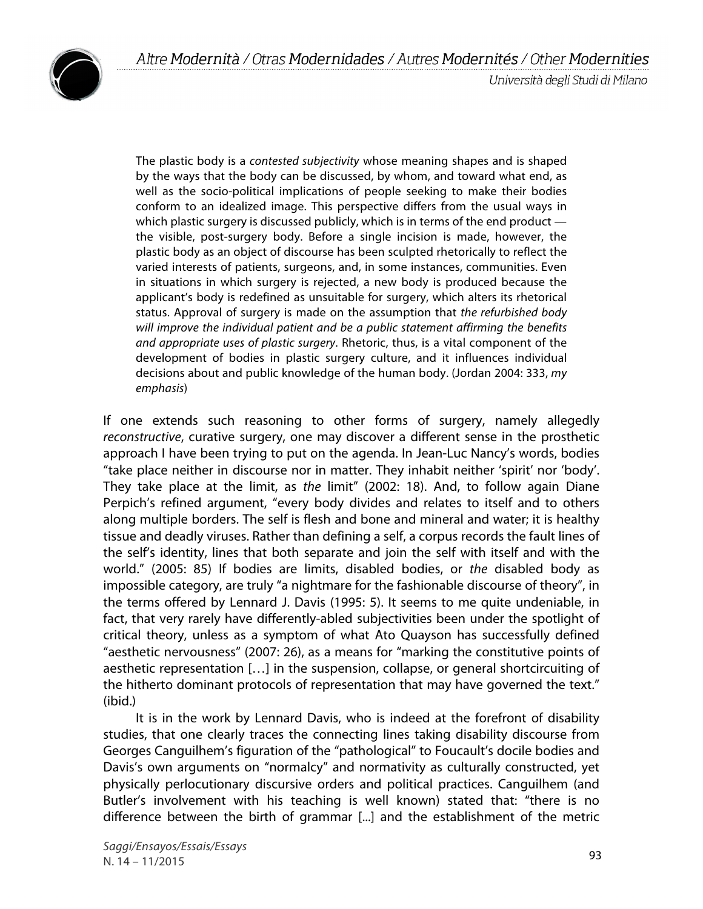> The plastic body is a *contested subjectivity* whose meaning shapes and is shaped by the ways that the body can be discussed, by whom, and toward what end, as well as the socio-political implications of people seeking to make their bodies conform to an idealized image. This perspective differs from the usual ways in which plastic surgery is discussed publicly, which is in terms of the end product — the visible, post-surgery body. Before a single incision is made, however, the plastic body as an object of discourse has been sculpted rhetorically to reflect the varied interests of patients, surgeons, and, in some instances, communities. Even in situations in which surgery is rejected, a new body is produced because the applicant's body is redefined as unsuitable for surgery, which alters its rhetorical status. Approval of surgery is made on the assumption that *the refurbished body will improve the individual patient and be a public statement affirming the benefits and appropriate uses of plastic surgery*. Rhetoric, thus, is a vital component of the development of bodies in plastic surgery culture, and it influences individual decisions about and public knowledge of the human body. (Jordan 2004: 333, *my emphasis*)

If one extends such reasoning to other forms of surgery, namely allegedly *reconstructive*, curative surgery, one may discover a different sense in the prosthetic approach I have been trying to put on the agenda. In Jean-Luc Nancy's words, bodies "take place neither in discourse nor in matter. They inhabit neither 'spirit' nor 'body'. They take place at the limit, as *the* limit" (2002: 18). And, to follow again Diane Perpich's refined argument, "every body divides and relates to itself and to others along multiple borders. The self is flesh and bone and mineral and water; it is healthy tissue and deadly viruses. Rather than defining a self, a corpus records the fault lines of the self's identity, lines that both separate and join the self with itself and with the world." (2005: 85) If bodies are limits, disabled bodies, or *the* disabled body as impossible category, are truly "a nightmare for the fashionable discourse of theory", in the terms offered by Lennard J. Davis (1995: 5). It seems to me quite undeniable, in fact, that very rarely have differently-abled subjectivities been under the spotlight of critical theory, unless as a symptom of what Ato Quayson has successfully defined "aesthetic nervousness" (2007: 26), as a means for "marking the constitutive points of aesthetic representation […] in the suspension, collapse, or general shortcircuiting of the hitherto dominant protocols of representation that may have governed the text." (ibid.)

It is in the work by Lennard Davis, who is indeed at the forefront of disability studies, that one clearly traces the connecting lines taking disability discourse from Georges Canguilhem's figuration of the "pathological" to Foucault's docile bodies and Davis's own arguments on "normalcy" and normativity as culturally constructed, yet physically perlocutionary discursive orders and political practices. Canguilhem (and Butler's involvement with his teaching is well known) stated that: "there is no difference between the birth of grammar [...] and the establishment of the metric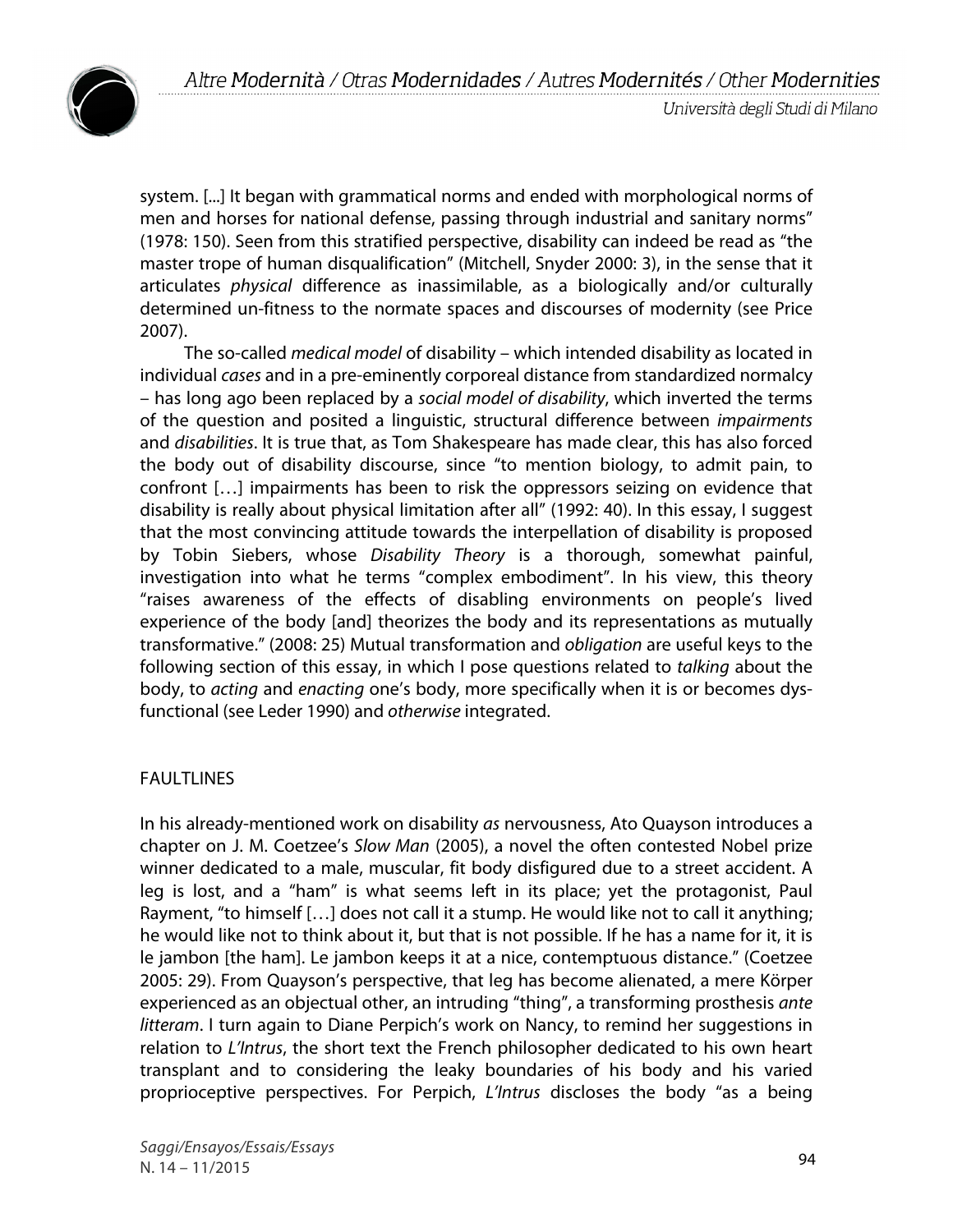system. [...] It began with grammatical norms and ended with morphological norms of men and horses for national defense, passing through industrial and sanitary norms" (1978: 150). Seen from this stratified perspective, disability can indeed be read as "the master trope of human disqualification" (Mitchell, Snyder 2000: 3), in the sense that it articulates *physical* difference as inassimilable, as a biologically and/or culturally determined un-fitness to the normate spaces and discourses of modernity (see Price 2007).

The so-called *medical model* of disability – which intended disability as located in individual *cases* and in a pre-eminently corporeal distance from standardized normalcy – has long ago been replaced by a *social model of disability*, which inverted the terms of the question and posited a linguistic, structural difference between *impairments* and *disabilities*. It is true that, as Tom Shakespeare has made clear, this has also forced the body out of disability discourse, since "to mention biology, to admit pain, to confront […] impairments has been to risk the oppressors seizing on evidence that disability is really about physical limitation after all" (1992: 40). In this essay, I suggest that the most convincing attitude towards the interpellation of disability is proposed by Tobin Siebers, whose *Disability Theory* is a thorough, somewhat painful, investigation into what he terms "complex embodiment". In his view, this theory "raises awareness of the effects of disabling environments on people's lived experience of the body [and] theorizes the body and its representations as mutually transformative." (2008: 25) Mutual transformation and *obligation* are useful keys to the following section of this essay, in which I pose questions related to *talking* about the body, to *acting* and *enacting* one's body, more specifically when it is or becomes dys-functional (see Leder 1990) and *otherwise* integrated.

## FAULTLINES

In his already-mentioned work on disability *as* nervousness, Ato Quayson introduces a chapter on J. M. Coetzee's *Slow Man* (2005), a novel the often contested Nobel prize winner dedicated to a male, muscular, fit body disfigured due to a street accident. A leg is lost, and a "ham" is what seems left in its place; yet the protagonist, Paul Rayment, "to himself […] does not call it a stump. He would like not to call it anything; he would like not to think about it, but that is not possible. If he has a name for it, it is le jambon [the ham]. Le jambon keeps it at a nice, contemptuous distance." (Coetzee 2005: 29). From Quayson's perspective, that leg has become alienated, a mere Körper experienced as an objectual other, an intruding "thing", a transforming prosthesis *ante litteram*. I turn again to Diane Perpich's work on Nancy, to remind her suggestions in relation to *L'Intrus*, the short text the French philosopher dedicated to his own heart transplant and to considering the leaky boundaries of his body and his varied proprioceptive perspectives. For Perpich, *L'Intrus* discloses the body "as a being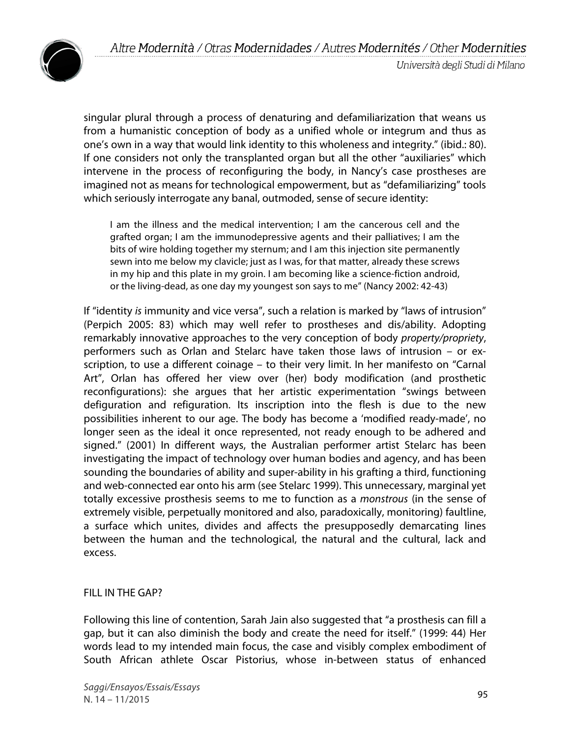singular plural through a process of denaturing and defamiliarization that weans us from a humanistic conception of body as a unified whole or integrum and thus as one's own in a way that would link identity to this wholeness and integrity." (ibid.: 80). If one considers not only the transplanted organ but all the other "auxiliaries" which intervene in the process of reconfiguring the body, in Nancy's case prostheses are imagined not as means for technological empowerment, but as "defamiliarizing" tools which seriously interrogate any banal, outmoded, sense of secure identity:

> I am the illness and the medical intervention; I am the cancerous cell and the grafted organ; I am the immunodepressive agents and their palliatives; I am the bits of wire holding together my sternum; and I am this injection site permanently sewn into me below my clavicle; just as I was, for that matter, already these screws in my hip and this plate in my groin. I am becoming like a science-fiction android, or the living-dead, as one day my youngest son says to me" (Nancy 2002: 42-43)

If "identity *is* immunity and vice versa", such a relation is marked by "laws of intrusion" (Perpich 2005: 83) which may well refer to prostheses and dis/ability. Adopting remarkably innovative approaches to the very conception of body *property/propriety*, performers such as Orlan and Stelarc have taken those laws of intrusion – or ex-scription, to use a different coinage – to their very limit. In her manifesto on "Carnal Art", Orlan has offered her view over (her) body modification (and prosthetic reconfigurations): she argues that her artistic experimentation "swings between defiguration and refiguration. Its inscription into the flesh is due to the new possibilities inherent to our age. The body has become a 'modified ready-made', no longer seen as the ideal it once represented, not ready enough to be adhered and signed." (2001) In different ways, the Australian performer artist Stelarc has been investigating the impact of technology over human bodies and agency, and has been sounding the boundaries of ability and super-ability in his grafting a third, functioning and web-connected ear onto his arm (see Stelarc 1999). This unnecessary, marginal yet totally excessive prosthesis seems to me to function as a *monstrous* (in the sense of extremely visible, perpetually monitored and also, paradoxically, monitoring) faultline, a surface which unites, divides and affects the presupposedly demarcating lines between the human and the technological, the natural and the cultural, lack and excess.

## FILL IN THE GAP?

Following this line of contention, Sarah Jain also suggested that "a prosthesis can fill a gap, but it can also diminish the body and create the need for itself." (1999: 44) Her words lead to my intended main focus, the case and visibly complex embodiment of South African athlete Oscar Pistorius, whose in-between status of enhanced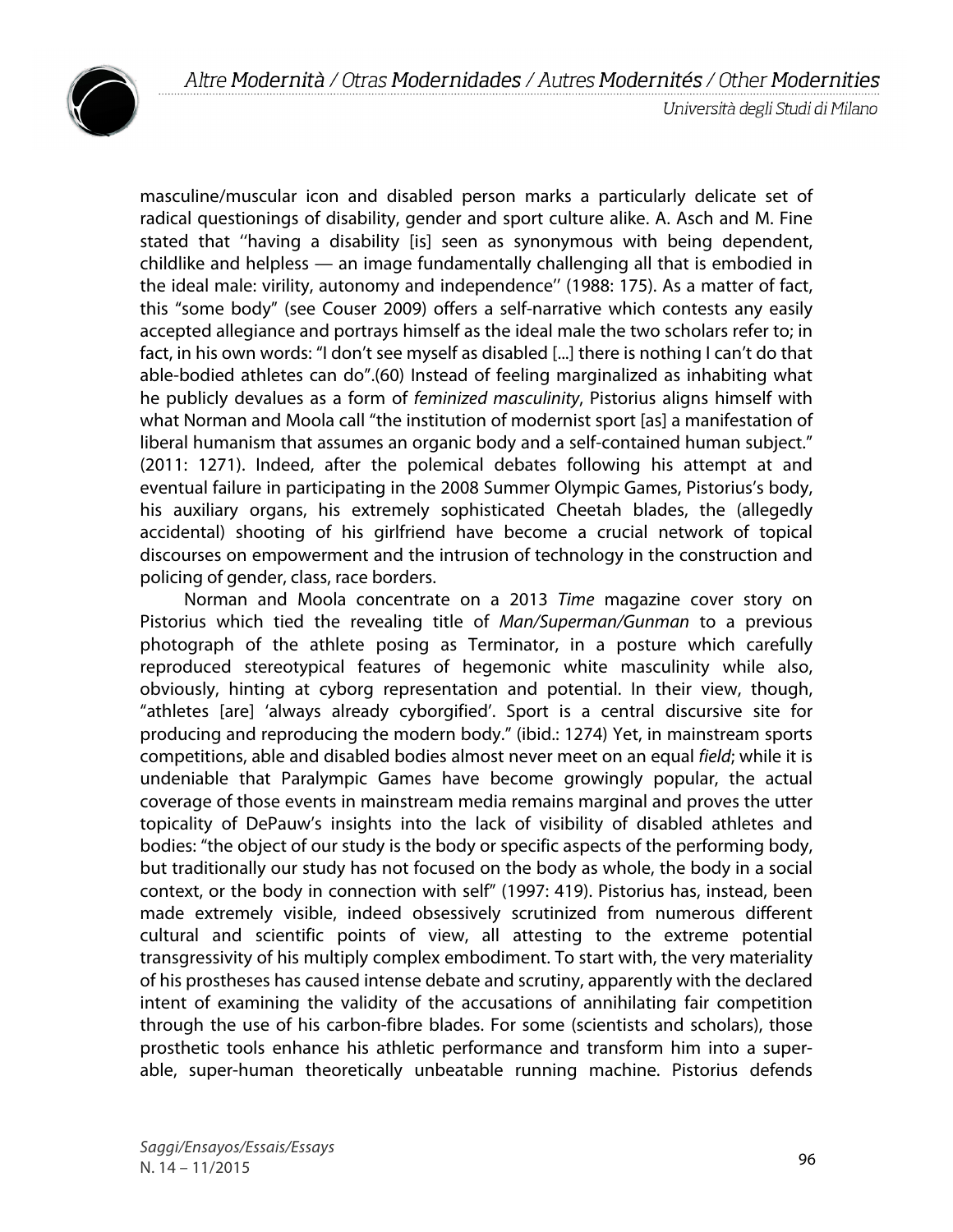masculine/muscular icon and disabled person marks a particularly delicate set of radical questionings of disability, gender and sport culture alike. A. Asch and M. Fine stated that ''having a disability [is] seen as synonymous with being dependent, childlike and helpless — an image fundamentally challenging all that is embodied in the ideal male: virility, autonomy and independence'' (1988: 175). As a matter of fact, this "some body" (see Couser 2009) offers a self-narrative which contests any easily accepted allegiance and portrays himself as the ideal male the two scholars refer to; in fact, in his own words: "I don't see myself as disabled [...] there is nothing I can't do that able-bodied athletes can do".(60) Instead of feeling marginalized as inhabiting what he publicly devalues as a form of *feminized masculinity*, Pistorius aligns himself with what Norman and Moola call "the institution of modernist sport [as] a manifestation of liberal humanism that assumes an organic body and a self-contained human subject." (2011: 1271). Indeed, after the polemical debates following his attempt at and eventual failure in participating in the 2008 Summer Olympic Games, Pistorius's body, his auxiliary organs, his extremely sophisticated Cheetah blades, the (allegedly accidental) shooting of his girlfriend have become a crucial network of topical discourses on empowerment and the intrusion of technology in the construction and policing of gender, class, race borders.

Norman and Moola concentrate on a 2013 *Time* magazine cover story on Pistorius which tied the revealing title of *Man/Superman/Gunman* to a previous photograph of the athlete posing as Terminator, in a posture which carefully reproduced stereotypical features of hegemonic white masculinity while also, obviously, hinting at cyborg representation and potential. In their view, though, "athletes [are] 'always already cyborgified'. Sport is a central discursive site for producing and reproducing the modern body." (ibid.: 1274) Yet, in mainstream sports competitions, able and disabled bodies almost never meet on an equal *field*; while it is undeniable that Paralympic Games have become growingly popular, the actual coverage of those events in mainstream media remains marginal and proves the utter topicality of DePauw's insights into the lack of visibility of disabled athletes and bodies: "the object of our study is the body or specific aspects of the performing body, but traditionally our study has not focused on the body as whole, the body in a social context, or the body in connection with self" (1997: 419). Pistorius has, instead, been made extremely visible, indeed obsessively scrutinized from numerous different cultural and scientific points of view, all attesting to the extreme potential transgressivity of his multiply complex embodiment. To start with, the very materiality of his prostheses has caused intense debate and scrutiny, apparently with the declared intent of examining the validity of the accusations of annihilating fair competition through the use of his carbon-fibre blades. For some (scientists and scholars), those prosthetic tools enhance his athletic performance and transform him into a super-able, super-human theoretically unbeatable running machine. Pistorius defends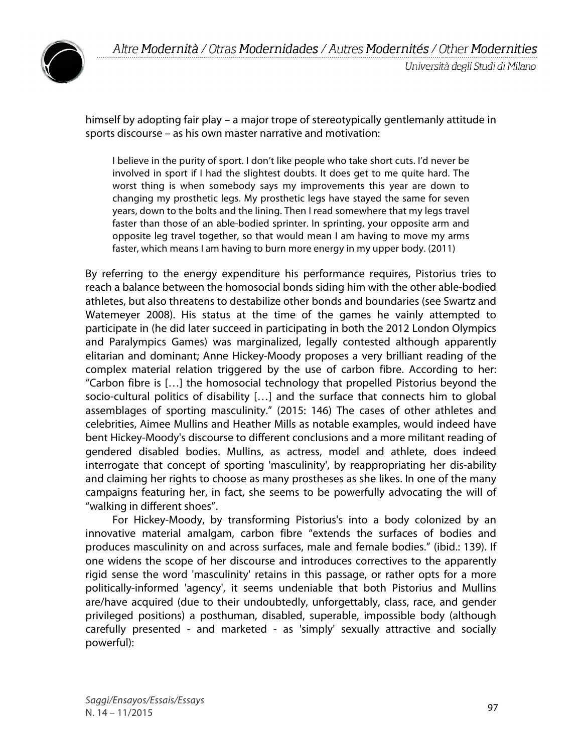himself by adopting fair play – a major trope of stereotypically gentlemanly attitude in sports discourse – as his own master narrative and motivation:

> I believe in the purity of sport. I don't like people who take short cuts. I'd never be involved in sport if I had the slightest doubts. It does get to me quite hard. The worst thing is when somebody says my improvements this year are down to changing my prosthetic legs. My prosthetic legs have stayed the same for seven years, down to the bolts and the lining. Then I read somewhere that my legs travel faster than those of an able-bodied sprinter. In sprinting, your opposite arm and opposite leg travel together, so that would mean I am having to move my arms faster, which means I am having to burn more energy in my upper body. (2011)

By referring to the energy expenditure his performance requires, Pistorius tries to reach a balance between the homosocial bonds siding him with the other able-bodied athletes, but also threatens to destabilize other bonds and boundaries (see Swartz and Watemeyer 2008). His status at the time of the games he vainly attempted to participate in (he did later succeed in participating in both the 2012 London Olympics and Paralympics Games) was marginalized, legally contested although apparently elitarian and dominant; Anne Hickey-Moody proposes a very brilliant reading of the complex material relation triggered by the use of carbon fibre. According to her: "Carbon fibre is […] the homosocial technology that propelled Pistorius beyond the socio-cultural politics of disability […] and the surface that connects him to global assemblages of sporting masculinity." (2015: 146) The cases of other athletes and celebrities, Aimee Mullins and Heather Mills as notable examples, would indeed have bent Hickey-Moody's discourse to different conclusions and a more militant reading of gendered disabled bodies. Mullins, as actress, model and athlete, does indeed interrogate that concept of sporting 'masculinity', by reappropriating her dis-ability and claiming her rights to choose as many prostheses as she likes. In one of the many campaigns featuring her, in fact, she seems to be powerfully advocating the will of "walking in different shoes".

For Hickey-Moody, by transforming Pistorius's into a body colonized by an innovative material amalgam, carbon fibre "extends the surfaces of bodies and produces masculinity on and across surfaces, male and female bodies." (ibid.: 139). If one widens the scope of her discourse and introduces correctives to the apparently rigid sense the word 'masculinity' retains in this passage, or rather opts for a more politically-informed 'agency', it seems undeniable that both Pistorius and Mullins are/have acquired (due to their undoubtedly, unforgettably, class, race, and gender privileged positions) a posthuman, disabled, superable, impossible body (although carefully presented - and marketed - as 'simply' sexually attractive and socially powerful):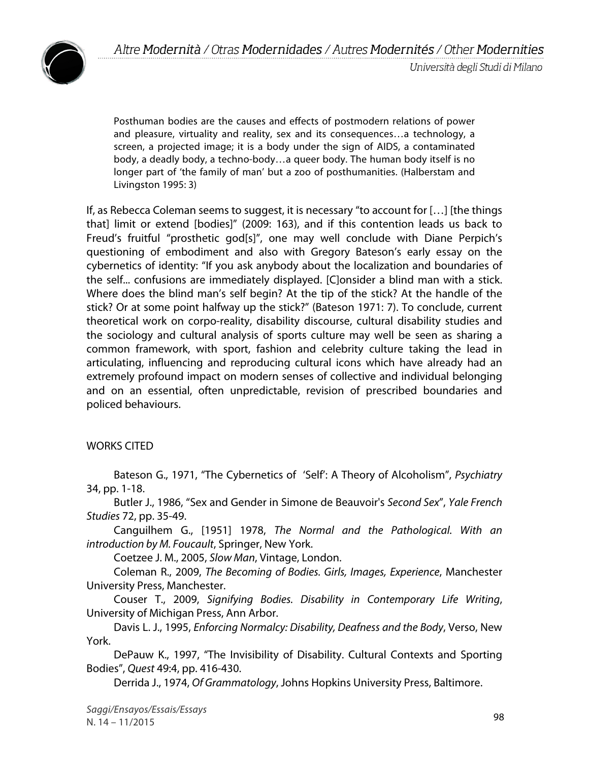> Posthuman bodies are the causes and effects of postmodern relations of power and pleasure, virtuality and reality, sex and its consequences…a technology, a screen, a projected image; it is a body under the sign of AIDS, a contaminated body, a deadly body, a techno-body…a queer body. The human body itself is no longer part of 'the family of man' but a zoo of posthumanities. (Halberstam and Livingston 1995: 3)

If, as Rebecca Coleman seems to suggest, it is necessary "to account for […] [the things that] limit or extend [bodies]" (2009: 163), and if this contention leads us back to Freud's fruitful "prosthetic god[s]", one may well conclude with Diane Perpich's questioning of embodiment and also with Gregory Bateson's early essay on the cybernetics of identity: "If you ask anybody about the localization and boundaries of the self... confusions are immediately displayed. [C]onsider a blind man with a stick. Where does the blind man's self begin? At the tip of the stick? At the handle of the stick? Or at some point halfway up the stick?" (Bateson 1971: 7). To conclude, current theoretical work on corpo-reality, disability discourse, cultural disability studies and the sociology and cultural analysis of sports culture may well be seen as sharing a common framework, with sport, fashion and celebrity culture taking the lead in articulating, influencing and reproducing cultural icons which have already had an extremely profound impact on modern senses of collective and individual belonging and on an essential, often unpredictable, revision of prescribed boundaries and policed behaviours.

## WORKS CITED

Bateson G., 1971, "The Cybernetics of 'Self': A Theory of Alcoholism", *Psychiatry* 34, pp. 1-18.

Butler J., 1986, "Sex and Gender in Simone de Beauvoir's *Second Sex*", *Yale French Studies* 72, pp. 35-49.

Canguilhem G., [1951] 1978, *The Normal and the Pathological. With an introduction by M. Foucault*, Springer, New York.

Coetzee J. M., 2005, *Slow Man*, Vintage, London.

Coleman R., 2009, *The Becoming of Bodies. Girls, Images, Experience*, Manchester University Press, Manchester.

Couser T., 2009, *Signifying Bodies. Disability in Contemporary Life Writing*, University of Michigan Press, Ann Arbor.

Davis L. J., 1995, *Enforcing Normalcy: Disability, Deafness and the Body*, Verso, New York.

DePauw K., 1997, "The Invisibility of Disability. Cultural Contexts and Sporting Bodies", *Quest* 49:4, pp. 416-430.

Derrida J., 1974, *Of Grammatology*, Johns Hopkins University Press, Baltimore.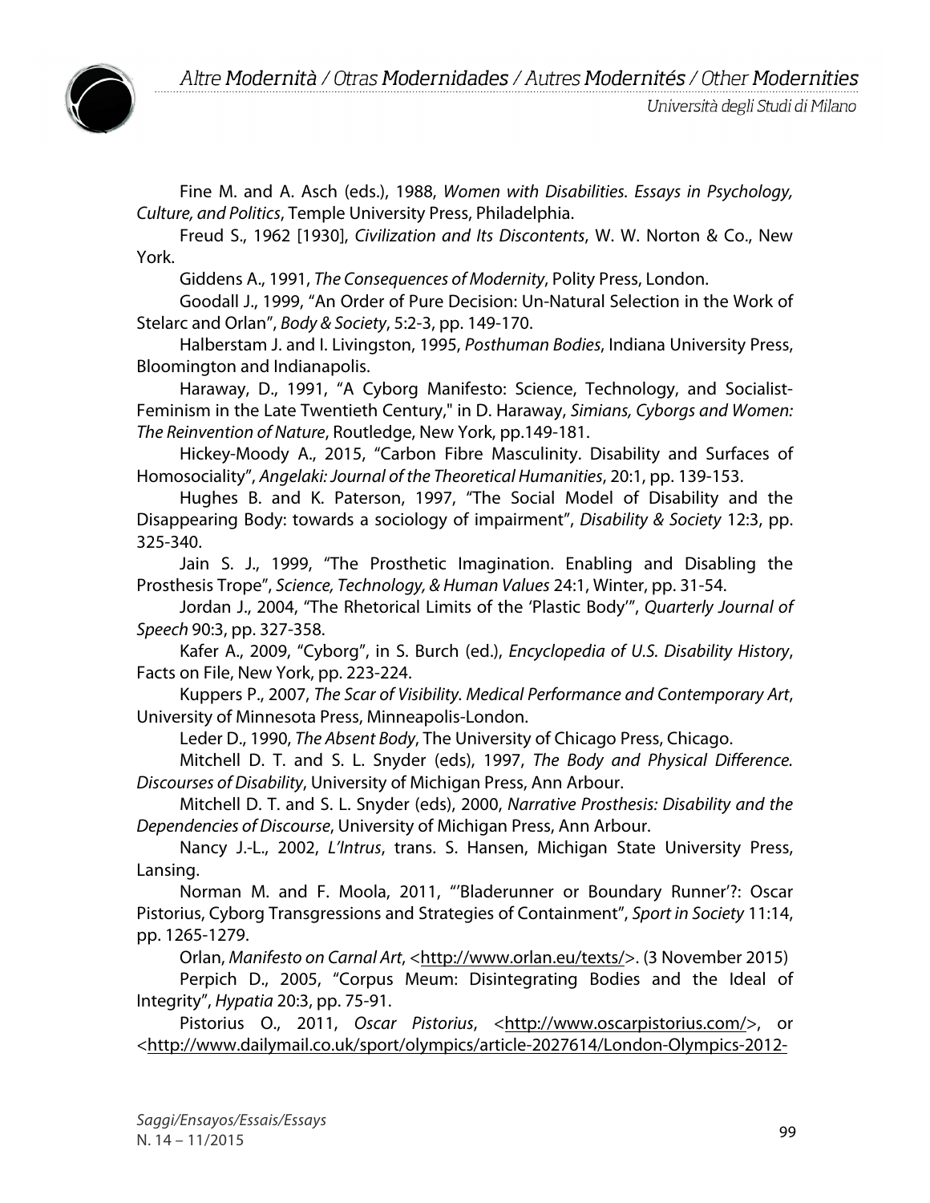Fine M. and A. Asch (eds.), 1988, *Women with Disabilities. Essays in Psychology, Culture, and Politics*, Temple University Press, Philadelphia.

Freud S., 1962 [1930], *Civilization and Its Discontents*, W. W. Norton & Co., New York.

Giddens A., 1991, *The Consequences of Modernity*, Polity Press, London.

Goodall J., 1999, "An Order of Pure Decision: Un-Natural Selection in the Work of Stelarc and Orlan", *Body & Society*, 5:2-3, pp. 149-170.

Halberstam J. and I. Livingston, 1995, *Posthuman Bodies*, Indiana University Press, Bloomington and Indianapolis.

Haraway, D., 1991, "A Cyborg Manifesto: Science, Technology, and Socialist-Feminism in the Late Twentieth Century," in D. Haraway, *Simians, Cyborgs and Women: The Reinvention of Nature*, Routledge, New York, pp.149-181.

Hickey-Moody A., 2015, "Carbon Fibre Masculinity. Disability and Surfaces of Homosociality", *Angelaki: Journal of the Theoretical Humanities*, 20:1, pp. 139-153.

Hughes B. and K. Paterson, 1997, "The Social Model of Disability and the Disappearing Body: towards a sociology of impairment", *Disability & Society* 12:3, pp. 325-340.

Jain S. J., 1999, "The Prosthetic Imagination. Enabling and Disabling the Prosthesis Trope", *Science, Technology, & Human Values* 24:1, Winter, pp. 31-54.

Jordan J., 2004, "The Rhetorical Limits of the 'Plastic Body'", *Quarterly Journal of Speech* 90:3, pp. 327-358.

Kafer A., 2009, "Cyborg", in S. Burch (ed.), *Encyclopedia of U.S. Disability History*, Facts on File, New York, pp. 223-224.

Kuppers P., 2007, *The Scar of Visibility. Medical Performance and Contemporary Art*, University of Minnesota Press, Minneapolis-London.

Leder D., 1990, *The Absent Body*, The University of Chicago Press, Chicago.

Mitchell D. T. and S. L. Snyder (eds), 1997, *The Body and Physical Difference. Discourses of Disability*, University of Michigan Press, Ann Arbour.

Mitchell D. T. and S. L. Snyder (eds), 2000, *Narrative Prosthesis: Disability and the Dependencies of Discourse*, University of Michigan Press, Ann Arbour.

Nancy J.-L., 2002, *L'Intrus*, trans. S. Hansen, Michigan State University Press, Lansing.

Norman M. and F. Moola, 2011, "'Bladerunner or Boundary Runner'?: Oscar Pistorius, Cyborg Transgressions and Strategies of Containment", *Sport in Society* 11:14, pp. 1265-1279.

Orlan, *Manifesto on Carnal Art*, <http://www.orlan.eu/texts/>. (3 November 2015)

Perpich D., 2005, "Corpus Meum: Disintegrating Bodies and the Ideal of Integrity", *Hypatia* 20:3, pp. 75-91.

Pistorius O., 2011, *Oscar Pistorius*, <http://www.oscarpistorius.com/>, or <http://www.dailymail.co.uk/sport/olympics/article-2027614/London-Olympics-2012-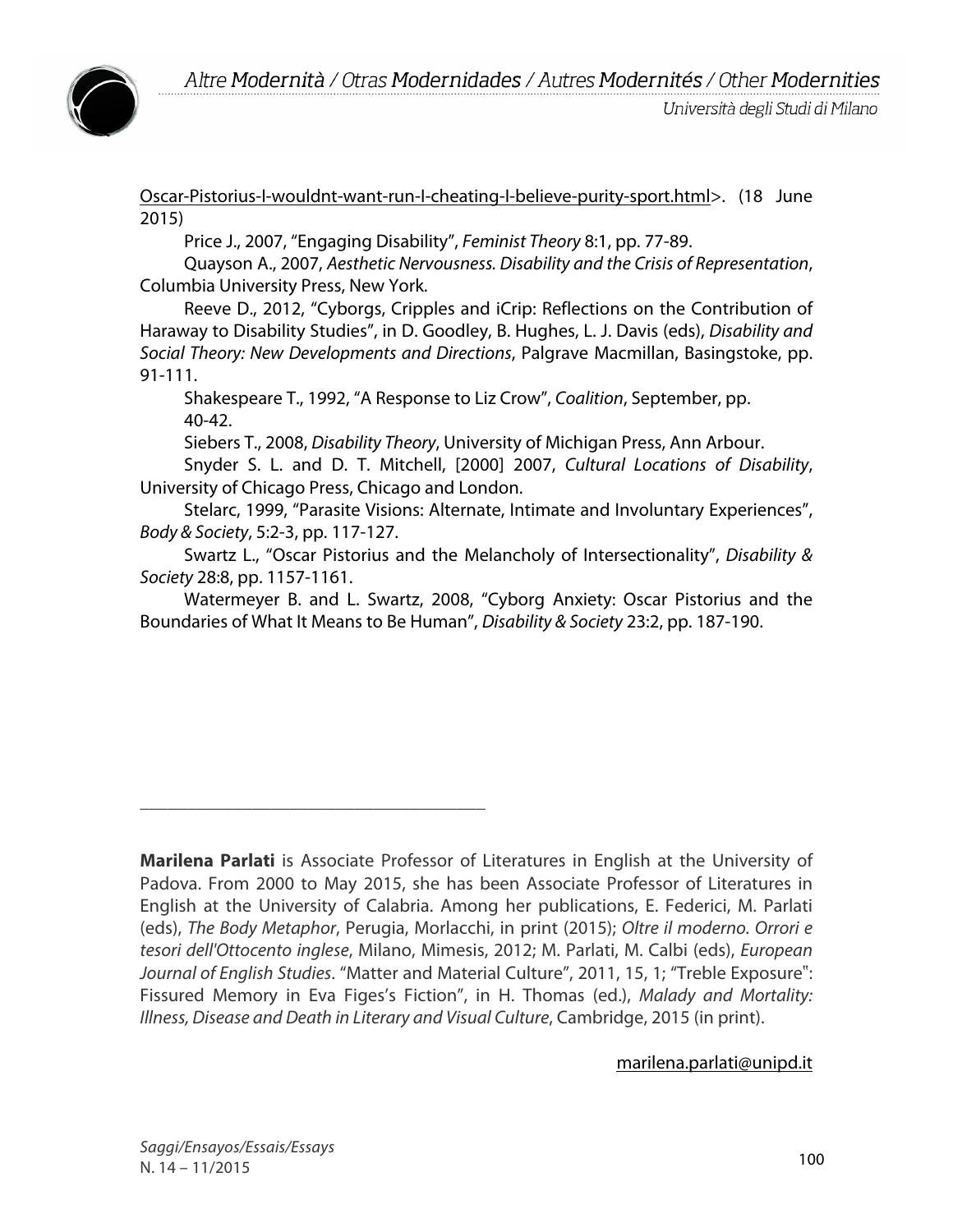Oscar-Pistorius-I-wouldnt-want-run-I-cheating-I-believe-purity-sport.html>. (18 June 2015)

Price J., 2007, "Engaging Disability", *Feminist Theory* 8:1, pp. 77-89.

Quayson A., 2007, *Aesthetic Nervousness. Disability and the Crisis of Representation*, Columbia University Press, New York.

Reeve D., 2012, "Cyborgs, Cripples and iCrip: Reflections on the Contribution of Haraway to Disability Studies", in D. Goodley, B. Hughes, L. J. Davis (eds), *Disability and Social Theory: New Developments and Directions*, Palgrave Macmillan, Basingstoke, pp. 91-111.

Shakespeare T., 1992, "A Response to Liz Crow", *Coalition*, September, pp. 40-42.

Siebers T., 2008, *Disability Theory*, University of Michigan Press, Ann Arbour.

Snyder S. L. and D. T. Mitchell, [2000] 2007, *Cultural Locations of Disability*, University of Chicago Press, Chicago and London.

Stelarc, 1999, "Parasite Visions: Alternate, Intimate and Involuntary Experiences", *Body & Society*, 5:2-3, pp. 117-127.

Swartz L., "Oscar Pistorius and the Melancholy of Intersectionality", *Disability & Society* 28:8, pp. 1157-1161.

Watermeyer B. and L. Swartz, 2008, "Cyborg Anxiety: Oscar Pistorius and the Boundaries of What It Means to Be Human", *Disability & Society* 23:2, pp. 187-190.

---

**Marilena Parlati** is Associate Professor of Literatures in English at the University of Padova. From 2000 to May 2015, she has been Associate Professor of Literatures in English at the University of Calabria. Among her publications, E. Federici, M. Parlati (eds), *The Body Metaphor*, Perugia, Morlacchi, in print (2015); *Oltre il moderno. Orrori e tesori dell'Ottocento inglese*, Milano, Mimesis, 2012; M. Parlati, M. Calbi (eds), *European Journal of English Studies*. "Matter and Material Culture", 2011, 15, 1; "Treble Exposure": Fissured Memory in Eva Figes's Fiction", in H. Thomas (ed.), *Malady and Mortality: Illness, Disease and Death in Literary and Visual Culture*, Cambridge, 2015 (in print).

marilena.parlati@unipd.it